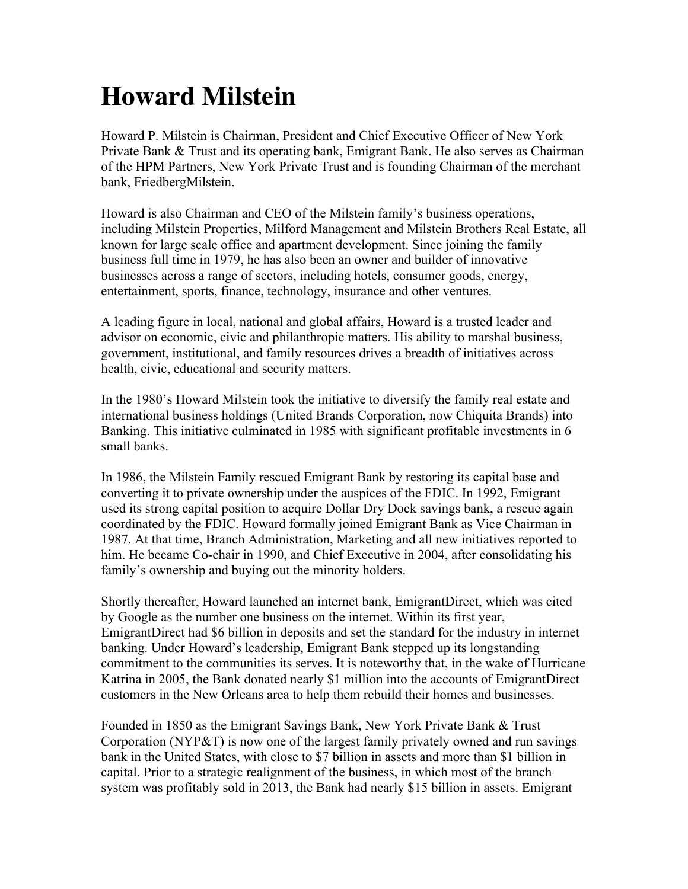# Howard Milstein

Howard P. Milstein is Chairman, President and Chief Executive Officer of New York Private Bank & Trust and its operating bank, Emigrant Bank. He also serves as Chairman of the HPM Partners, New York Private Trust and is founding Chairman of the merchant bank, FriedbergMilstein.

Howard is also Chairman and CEO of the Milstein family's business operations, including Milstein Properties, Milford Management and Milstein Brothers Real Estate, all known for large scale office and apartment development. Since joining the family business full time in 1979, he has also been an owner and builder of innovative businesses across a range of sectors, including hotels, consumer goods, energy, entertainment, sports, finance, technology, insurance and other ventures.

A leading figure in local, national and global affairs, Howard is a trusted leader and advisor on economic, civic and philanthropic matters. His ability to marshal business, government, institutional, and family resources drives a breadth of initiatives across health, civic, educational and security matters.

In the 1980's Howard Milstein took the initiative to diversify the family real estate and international business holdings (United Brands Corporation, now Chiquita Brands) into Banking. This initiative culminated in 1985 with significant profitable investments in 6 small banks.

In 1986, the Milstein Family rescued Emigrant Bank by restoring its capital base and converting it to private ownership under the auspices of the FDIC. In 1992, Emigrant used its strong capital position to acquire Dollar Dry Dock savings bank, a rescue again coordinated by the FDIC. Howard formally joined Emigrant Bank as Vice Chairman in 1987. At that time, Branch Administration, Marketing and all new initiatives reported to him. He became Co-chair in 1990, and Chief Executive in 2004, after consolidating his family's ownership and buying out the minority holders.

Shortly thereafter, Howard launched an internet bank, EmigrantDirect, which was cited by Google as the number one business on the internet. Within its first year, EmigrantDirect had $6 billion in deposits and set the standard for the industry in internet banking. Under Howard's leadership, Emigrant Bank stepped up its longstanding commitment to the communities its serves. It is noteworthy that, in the wake of Hurricane Katrina in 2005, the Bank donated nearly $1 million into the accounts of EmigrantDirect customers in the New Orleans area to help them rebuild their homes and businesses.

Founded in 1850 as the Emigrant Savings Bank, New York Private Bank & Trust Corporation (NYP&T) is now one of the largest family privately owned and run savings bank in the United States, with close to $7 billion in assets and more than $1 billion in capital. Prior to a strategic realignment of the business, in which most of the branch system was profitably sold in 2013, the Bank had nearly $15 billion in assets. Emigrant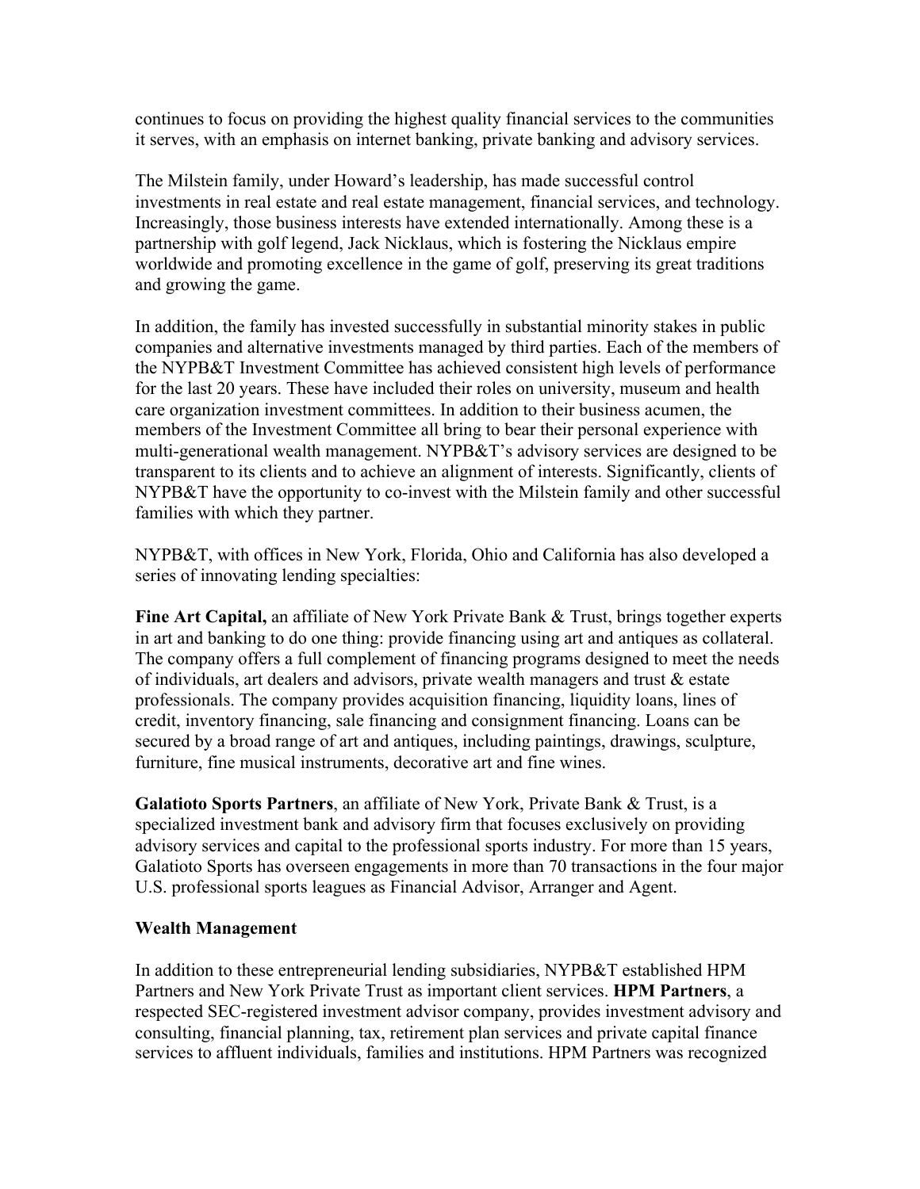continues to focus on providing the highest quality financial services to the communities it serves, with an emphasis on internet banking, private banking and advisory services.

The Milstein family, under Howard's leadership, has made successful control investments in real estate and real estate management, financial services, and technology. Increasingly, those business interests have extended internationally. Among these is a partnership with golf legend, Jack Nicklaus, which is fostering the Nicklaus empire worldwide and promoting excellence in the game of golf, preserving its great traditions and growing the game.

In addition, the family has invested successfully in substantial minority stakes in public companies and alternative investments managed by third parties. Each of the members of the NYPB&T Investment Committee has achieved consistent high levels of performance for the last 20 years. These have included their roles on university, museum and health care organization investment committees. In addition to their business acumen, the members of the Investment Committee all bring to bear their personal experience with multi-generational wealth management. NYPB&T's advisory services are designed to be transparent to its clients and to achieve an alignment of interests. Significantly, clients of NYPB&T have the opportunity to co-invest with the Milstein family and other successful families with which they partner.

NYPB&T, with offices in New York, Florida, Ohio and California has also developed a series of innovating lending specialties:

**Fine Art Capital,** an affiliate of New York Private Bank & Trust, brings together experts in art and banking to do one thing: provide financing using art and antiques as collateral. The company offers a full complement of financing programs designed to meet the needs of individuals, art dealers and advisors, private wealth managers and trust & estate professionals. The company provides acquisition financing, liquidity loans, lines of credit, inventory financing, sale financing and consignment financing. Loans can be secured by a broad range of art and antiques, including paintings, drawings, sculpture, furniture, fine musical instruments, decorative art and fine wines.

**Galatioto Sports Partners**, an affiliate of New York, Private Bank & Trust, is a specialized investment bank and advisory firm that focuses exclusively on providing advisory services and capital to the professional sports industry. For more than 15 years, Galatioto Sports has overseen engagements in more than 70 transactions in the four major U.S. professional sports leagues as Financial Advisor, Arranger and Agent.

**Wealth Management**

In addition to these entrepreneurial lending subsidiaries, NYPB&T established HPM Partners and New York Private Trust as important client services. **HPM Partners**, a respected SEC-registered investment advisor company, provides investment advisory and consulting, financial planning, tax, retirement plan services and private capital finance services to affluent individuals, families and institutions. HPM Partners was recognized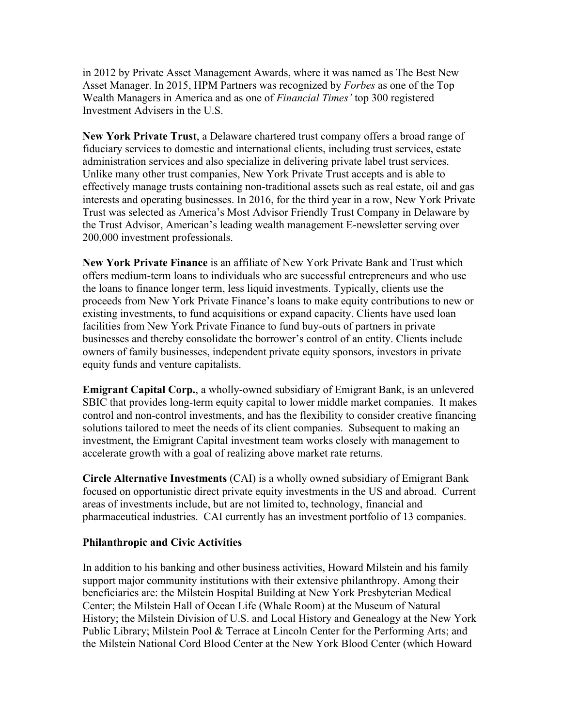in 2012 by Private Asset Management Awards, where it was named as The Best New Asset Manager. In 2015, HPM Partners was recognized by *Forbes* as one of the Top Wealth Managers in America and as one of *Financial Times'* top 300 registered Investment Advisers in the U.S.

**New York Private Trust**, a Delaware chartered trust company offers a broad range of fiduciary services to domestic and international clients, including trust services, estate administration services and also specialize in delivering private label trust services. Unlike many other trust companies, New York Private Trust accepts and is able to effectively manage trusts containing non-traditional assets such as real estate, oil and gas interests and operating businesses. In 2016, for the third year in a row, New York Private Trust was selected as America's Most Advisor Friendly Trust Company in Delaware by the Trust Advisor, American's leading wealth management E-newsletter serving over 200,000 investment professionals.

**New York Private Finance** is an affiliate of New York Private Bank and Trust which offers medium-term loans to individuals who are successful entrepreneurs and who use the loans to finance longer term, less liquid investments. Typically, clients use the proceeds from New York Private Finance's loans to make equity contributions to new or existing investments, to fund acquisitions or expand capacity. Clients have used loan facilities from New York Private Finance to fund buy-outs of partners in private businesses and thereby consolidate the borrower's control of an entity. Clients include owners of family businesses, independent private equity sponsors, investors in private equity funds and venture capitalists.

**Emigrant Capital Corp.**, a wholly-owned subsidiary of Emigrant Bank, is an unlevered SBIC that provides long-term equity capital to lower middle market companies. It makes control and non-control investments, and has the flexibility to consider creative financing solutions tailored to meet the needs of its client companies. Subsequent to making an investment, the Emigrant Capital investment team works closely with management to accelerate growth with a goal of realizing above market rate returns.

**Circle Alternative Investments** (CAI) is a wholly owned subsidiary of Emigrant Bank focused on opportunistic direct private equity investments in the US and abroad. Current areas of investments include, but are not limited to, technology, financial and pharmaceutical industries. CAI currently has an investment portfolio of 13 companies.

## Philanthropic and Civic Activities

In addition to his banking and other business activities, Howard Milstein and his family support major community institutions with their extensive philanthropy. Among their beneficiaries are: the Milstein Hospital Building at New York Presbyterian Medical Center; the Milstein Hall of Ocean Life (Whale Room) at the Museum of Natural History; the Milstein Division of U.S. and Local History and Genealogy at the New York Public Library; Milstein Pool & Terrace at Lincoln Center for the Performing Arts; and the Milstein National Cord Blood Center at the New York Blood Center (which Howard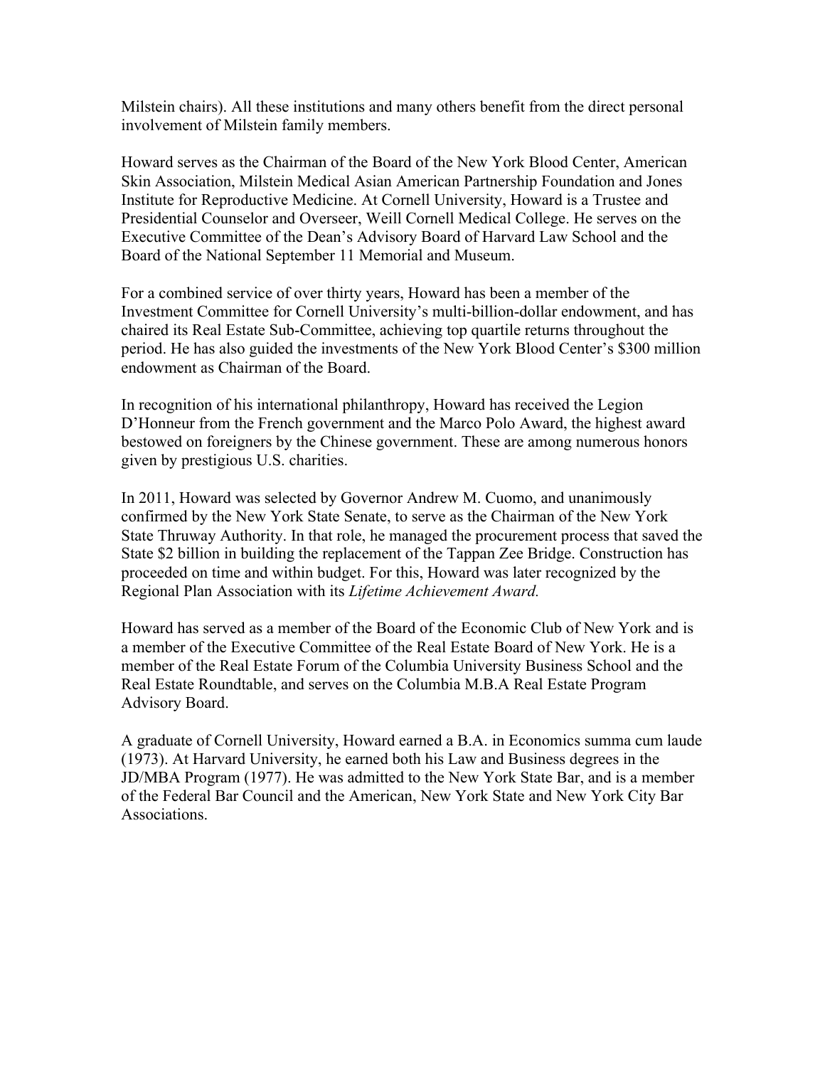Milstein chairs). All these institutions and many others benefit from the direct personal involvement of Milstein family members.

Howard serves as the Chairman of the Board of the New York Blood Center, American Skin Association, Milstein Medical Asian American Partnership Foundation and Jones Institute for Reproductive Medicine. At Cornell University, Howard is a Trustee and Presidential Counselor and Overseer, Weill Cornell Medical College. He serves on the Executive Committee of the Dean's Advisory Board of Harvard Law School and the Board of the National September 11 Memorial and Museum.

For a combined service of over thirty years, Howard has been a member of the Investment Committee for Cornell University's multi-billion-dollar endowment, and has chaired its Real Estate Sub-Committee, achieving top quartile returns throughout the period. He has also guided the investments of the New York Blood Center's $300 million endowment as Chairman of the Board.

In recognition of his international philanthropy, Howard has received the Legion D'Honneur from the French government and the Marco Polo Award, the highest award bestowed on foreigners by the Chinese government. These are among numerous honors given by prestigious U.S. charities.

In 2011, Howard was selected by Governor Andrew M. Cuomo, and unanimously confirmed by the New York State Senate, to serve as the Chairman of the New York State Thruway Authority. In that role, he managed the procurement process that saved the State $2 billion in building the replacement of the Tappan Zee Bridge. Construction has proceeded on time and within budget. For this, Howard was later recognized by the Regional Plan Association with its *Lifetime Achievement Award.*

Howard has served as a member of the Board of the Economic Club of New York and is a member of the Executive Committee of the Real Estate Board of New York. He is a member of the Real Estate Forum of the Columbia University Business School and the Real Estate Roundtable, and serves on the Columbia M.B.A Real Estate Program Advisory Board.

A graduate of Cornell University, Howard earned a B.A. in Economics summa cum laude (1973). At Harvard University, he earned both his Law and Business degrees in the JD/MBA Program (1977). He was admitted to the New York State Bar, and is a member of the Federal Bar Council and the American, New York State and New York City Bar Associations.